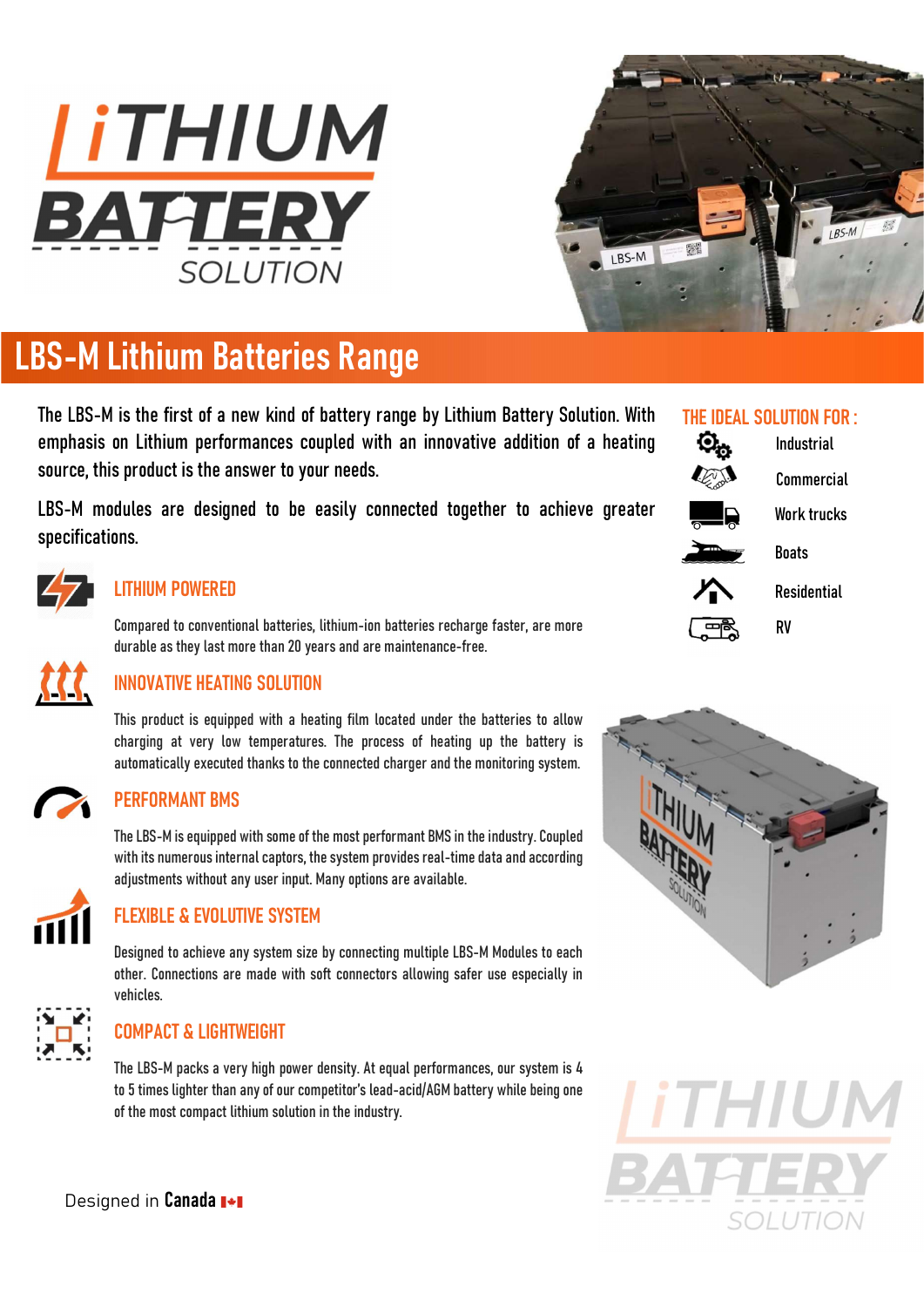# LBS-M Lithium Batteries Range

The LBS-M is the first of a new kind of battery range by Lithium Battery Solution. With emphasis on Lithium performances coupled with an innovative addition of a heating source, this product is the answer to your needs.

LBS-M modules are designed to be easily connected together to achieve greater specifications.

## THE IDEAL SOLUTION FOR :

- Industrial
- Commercial
- Work trucks
- Boats
- Residential
- RV

## LITHIUM POWERED

Compared to conventional batteries, lithium-ion batteries recharge faster, are more durable as they last more than 20 years and are maintenance-free.

## INNOVATIVE HEATING SOLUTION

This product is equipped with a heating film located under the batteries to allow charging at very low temperatures. The process of heating up the battery is automatically executed thanks to the connected charger and the monitoring system.

## PERFORMANT BMS

The LBS-M is equipped with some of the most performant BMS in the industry. Coupled with its numerous internal captors, the system provides real-time data and according adjustments without any user input. Many options are available.

## FLEXIBLE & EVOLUTIVE SYSTEM

Designed to achieve any system size by connecting multiple LBS-M Modules to each other. Connections are made with soft connectors allowing safer use especially in vehicles.

## COMPACT & LIGHTWEIGHT

The LBS-M packs a very high power density. At equal performances, our system is 4 to 5 times lighter than any of our competitor's lead-acid/AGM battery while being one of the most compact lithium solution in the industry.

Designed in **Canada**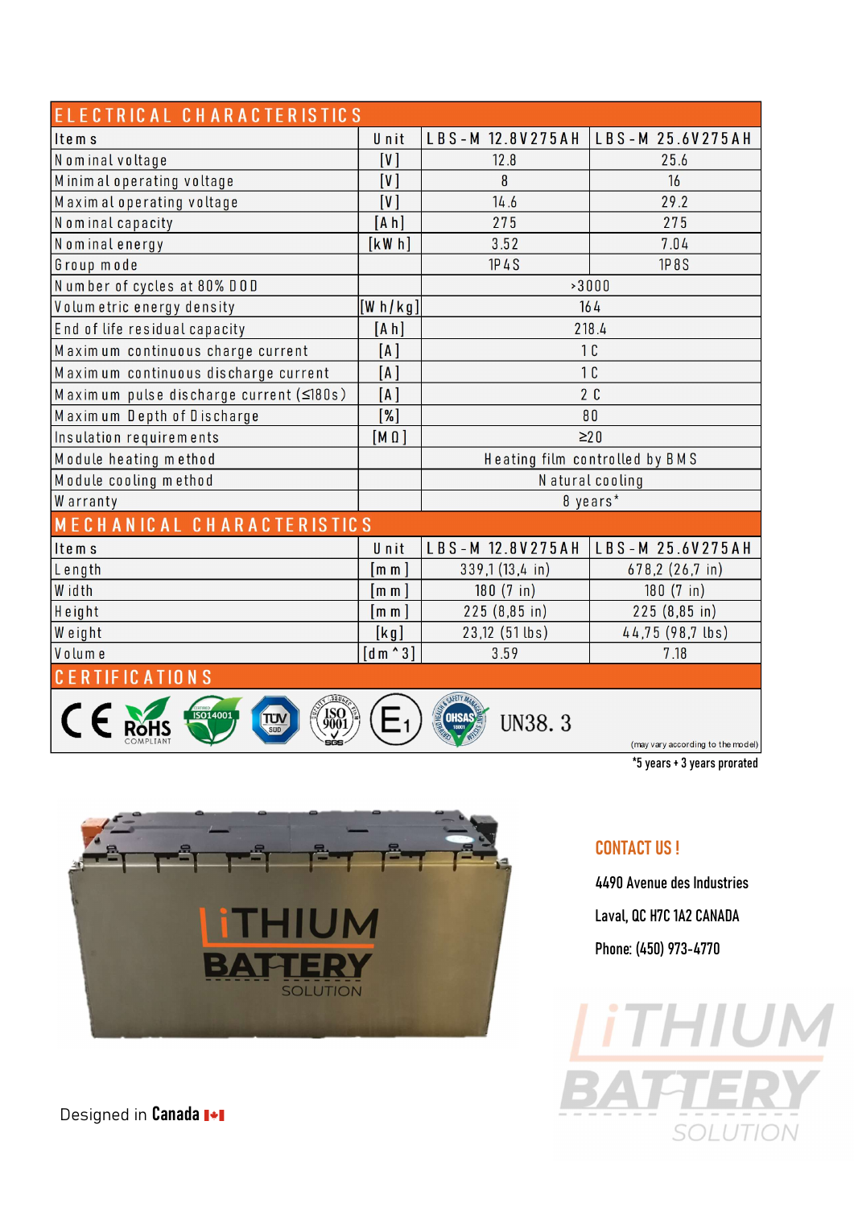## ELECTRICAL CHARACTERISTICS

| Items | Unit | LBS-M 12.8V275AH | LBS-M 25.6V275AH |
|---|---|---|---|
| Nominal voltage | [V] | 12.8 | 25.6 |
| Minimal operating voltage | [V] | 8 | 16 |
| Maximal operating voltage | [V] | 14.6 | 29.2 |
| Nominal capacity | [Ah] | 275 | 275 |
| Nominal energy | [kWh] | 3.52 | 7.04 |
| Group mode | | 1P4S | 1P8S |
| Number of cycles at 80% DOD | | >3000 | |
| Volumetric energy density | [Wh/kg] | 164 | |
| End of life residual capacity | [Ah] | 218.4 | |
| Maximum continuous charge current | [A] | 1C | |
| Maximum continuous discharge current | [A] | 1C | |
| Maximum pulse discharge current (≤180s) | [A] | 2C | |
| Maximum Depth of Discharge | [%] | 80 | |
| Insulation requirements | [MΩ] | ≥20 | |
| Module heating method | | Heating film controlled by BMS | |
| Module cooling method | | Natural cooling | |
| Warranty | | 8 years* | |

## MECHANICAL CHARACTERISTICS

| Items | Unit | LBS-M 12.8V275AH | LBS-M 25.6V275AH |
|---|---|---|---|
| Length | [mm] | 339,1 (13,4 in) | 678,2 (26,7 in) |
| Width | [mm] | 180 (7 in) | 180 (7 in) |
| Height | [mm] | 225 (8,85 in) | 225 (8,85 in) |
| Weight | [kg] | 23,12 (51 lbs) | 44,75 (98,7 lbs) |
| Volume | [dm^3] | 3.59 | 7.18 |

## CERTIFICATIONS

CE, RoHS COMPLIANT, ISO14001, TÜV SÜD, ISO 9001 SGS, E1, OHSAS 18001, UN38.3

(may vary according to the model)

*5 years + 3 years prorated

LiTHIUM BATTERY SOLUTION

Designed in **Canada**

**CONTACT US !**

4490 Avenue des Industries

Laval, QC H7C 1A2 CANADA

Phone: (450) 973-4770